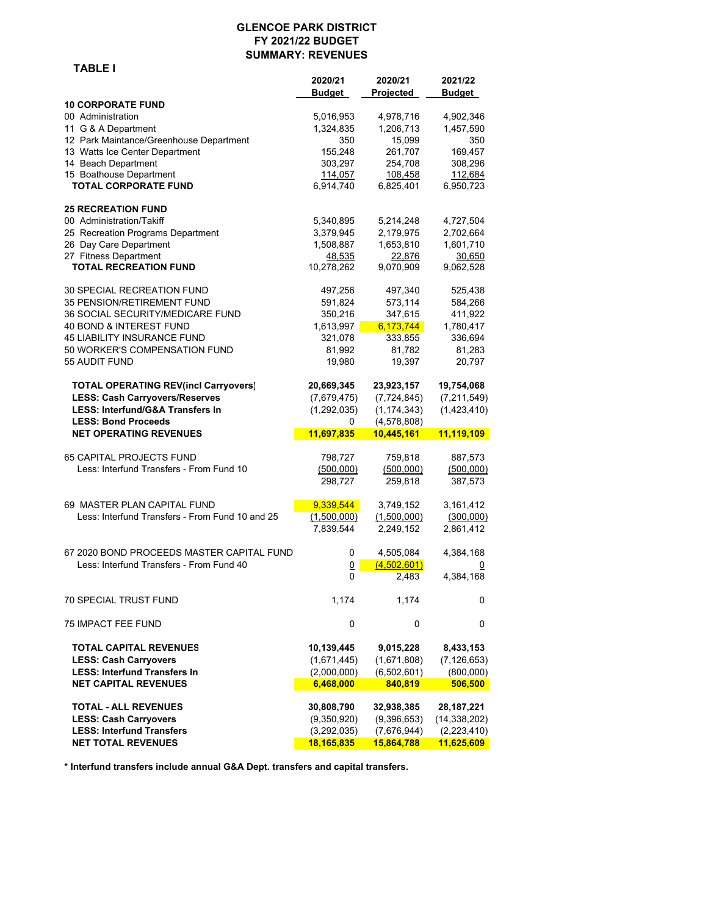# GLENCOE PARK DISTRICT
## FY 2021/22 BUDGET
## SUMMARY: REVENUES

**TABLE I**

| | 2020/21 Budget | 2020/21 Projected | 2021/22 Budget |
|---|---|---|---|
| **10 CORPORATE FUND** | | | |
| 00 Administration | 5,016,953 | 4,978,716 | 4,902,346 |
| 11 G & A Department | 1,324,835 | 1,206,713 | 1,457,590 |
| 12 Park Maintance/Greenhouse Department | 350 | 15,099 | 350 |
| 13 Watts Ice Center Department | 155,248 | 261,707 | 169,457 |
| 14 Beach Department | 303,297 | 254,708 | 308,296 |
| 15 Boathouse Department | 114,057 | 108,458 | 112,684 |
| **TOTAL CORPORATE FUND** | 6,914,740 | 6,825,401 | 6,950,723 |
| | | | |
| **25 RECREATION FUND** | | | |
| 00 Administration/Takiff | 5,340,895 | 5,214,248 | 4,727,504 |
| 25 Recreation Programs Department | 3,379,945 | 2,179,975 | 2,702,664 |
| 26 Day Care Department | 1,508,887 | 1,653,810 | 1,601,710 |
| 27 Fitness Department | 48,535 | 22,876 | 30,650 |
| **TOTAL RECREATION FUND** | 10,278,262 | 9,070,909 | 9,062,528 |
| | | | |
| 30 SPECIAL RECREATION FUND | 497,256 | 497,340 | 525,438 |
| 35 PENSION/RETIREMENT FUND | 591,824 | 573,114 | 584,266 |
| 36 SOCIAL SECURITY/MEDICARE FUND | 350,216 | 347,615 | 411,922 |
| 40 BOND & INTEREST FUND | 1,613,997 | 6,173,744 | 1,780,417 |
| 45 LIABILITY INSURANCE FUND | 321,078 | 333,855 | 336,694 |
| 50 WORKER'S COMPENSATION FUND | 81,992 | 81,782 | 81,283 |
| 55 AUDIT FUND | 19,980 | 19,397 | 20,797 |
| | | | |
| **TOTAL OPERATING REV(incl Carryovers)** | **20,669,345** | **23,923,157** | **19,754,068** |
| **LESS: Cash Carryovers/Reserves** | (7,679,475) | (7,724,845) | (7,211,549) |
| **LESS: Interfund/G&A Transfers In** | (1,292,035) | (1,174,343) | (1,423,410) |
| **LESS: Bond Proceeds** | 0 | (4,578,808) | |
| **NET OPERATING REVENUES** | **11,697,835** | **10,445,161** | **11,119,109** |
| | | | |
| 65 CAPITAL PROJECTS FUND | 798,727 | 759,818 | 887,573 |
| Less: Interfund Transfers - From Fund 10 | (500,000) | (500,000) | (500,000) |
| | 298,727 | 259,818 | 387,573 |
| | | | |
| 69 MASTER PLAN CAPITAL FUND | 9,339,544 | 3,749,152 | 3,161,412 |
| Less: Interfund Transfers - From Fund 10 and 25 | (1,500,000) | (1,500,000) | (300,000) |
| | 7,839,544 | 2,249,152 | 2,861,412 |
| | | | |
| 67 2020 BOND PROCEEDS MASTER CAPITAL FUND | 0 | 4,505,084 | 4,384,168 |
| Less: Interfund Transfers - From Fund 40 | 0 | (4,502,601) | 0 |
| | 0 | 2,483 | 4,384,168 |
| | | | |
| 70 SPECIAL TRUST FUND | 1,174 | 1,174 | 0 |
| | | | |
| 75 IMPACT FEE FUND | 0 | 0 | 0 |
| | | | |
| **TOTAL CAPITAL REVENUES** | **10,139,445** | **9,015,228** | **8,433,153** |
| **LESS: Cash Carryovers** | (1,671,445) | (1,671,808) | (7,126,653) |
| **LESS: Interfund Transfers In** | (2,000,000) | (6,502,601) | (800,000) |
| **NET CAPITAL REVENUES** | **6,468,000** | **840,819** | **506,500** |
| | | | |
| **TOTAL - ALL REVENUES** | **30,808,790** | **32,938,385** | **28,187,221** |
| **LESS: Cash Carryovers** | (9,350,920) | (9,396,653) | (14,338,202) |
| **LESS: Interfund Transfers** | (3,292,035) | (7,676,944) | (2,223,410) |
| **NET TOTAL REVENUES** | **18,165,835** | **15,864,788** | **11,625,609** |

**\* Interfund transfers include annual G&A Dept. transfers and capital transfers.**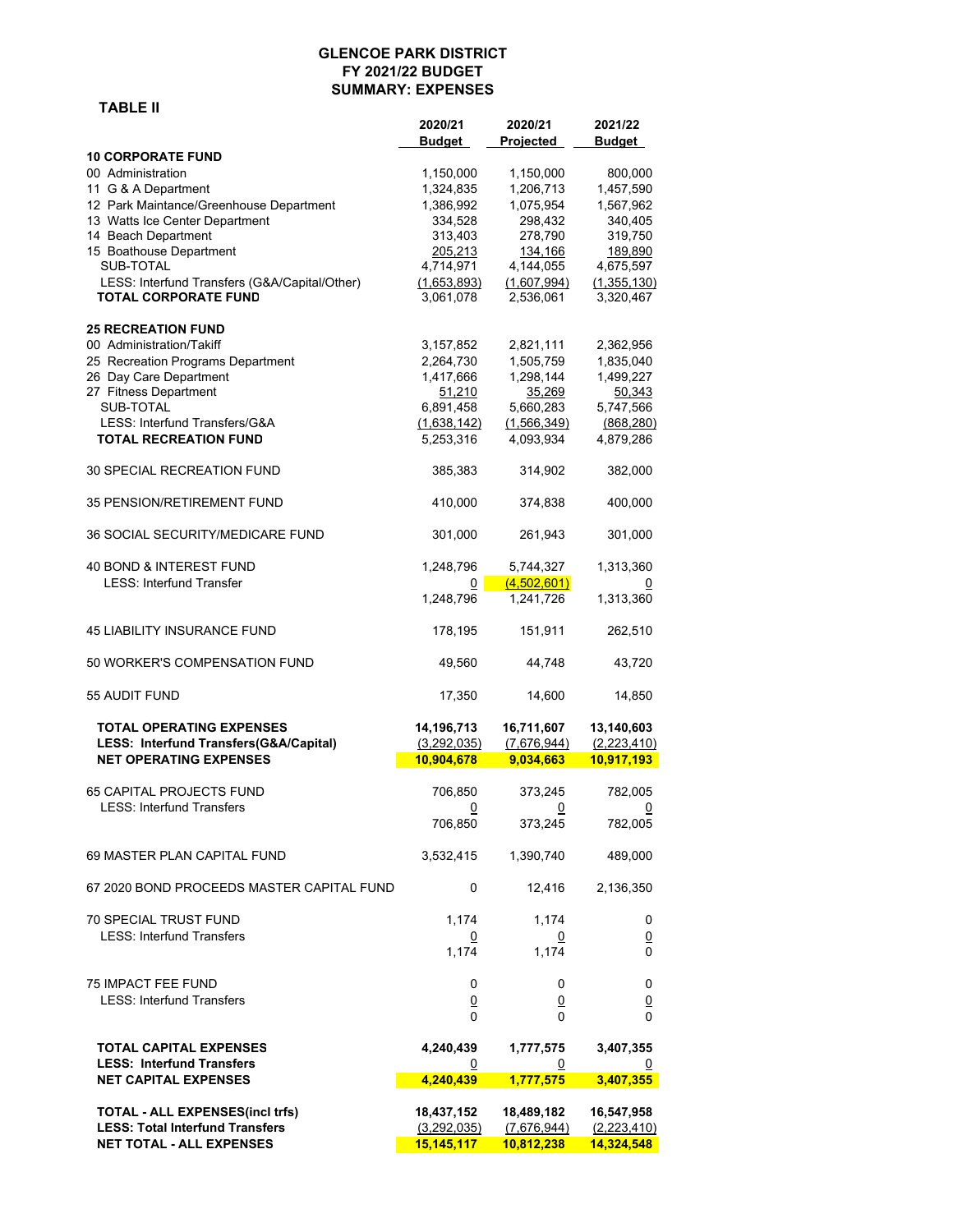# GLENCOE PARK DISTRICT
## FY 2021/22 BUDGET
## SUMMARY: EXPENSES

**TABLE II**

| | 2020/21 Budget | 2020/21 Projected | 2021/22 Budget |
|---|---|---|---|
| **10 CORPORATE FUND** | | | |
| 00 Administration | 1,150,000 | 1,150,000 | 800,000 |
| 11 G & A Department | 1,324,835 | 1,206,713 | 1,457,590 |
| 12 Park Maintance/Greenhouse Department | 1,386,992 | 1,075,954 | 1,567,962 |
| 13 Watts Ice Center Department | 334,528 | 298,432 | 340,405 |
| 14 Beach Department | 313,403 | 278,790 | 319,750 |
| 15 Boathouse Department | 205,213 | 134,166 | 189,890 |
| SUB-TOTAL | 4,714,971 | 4,144,055 | 4,675,597 |
| LESS: Interfund Transfers (G&A/Capital/Other) | (1,653,893) | (1,607,994) | (1,355,130) |
| **TOTAL CORPORATE FUND** | 3,061,078 | 2,536,061 | 3,320,467 |
| **25 RECREATION FUND** | | | |
| 00 Administration/Takiff | 3,157,852 | 2,821,111 | 2,362,956 |
| 25 Recreation Programs Department | 2,264,730 | 1,505,759 | 1,835,040 |
| 26 Day Care Department | 1,417,666 | 1,298,144 | 1,499,227 |
| 27 Fitness Department | 51,210 | 35,269 | 50,343 |
| SUB-TOTAL | 6,891,458 | 5,660,283 | 5,747,566 |
| LESS: Interfund Transfers/G&A | (1,638,142) | (1,566,349) | (868,280) |
| **TOTAL RECREATION FUND** | 5,253,316 | 4,093,934 | 4,879,286 |
| 30 SPECIAL RECREATION FUND | 385,383 | 314,902 | 382,000 |
| 35 PENSION/RETIREMENT FUND | 410,000 | 374,838 | 400,000 |
| 36 SOCIAL SECURITY/MEDICARE FUND | 301,000 | 261,943 | 301,000 |
| 40 BOND & INTEREST FUND | 1,248,796 | 5,744,327 | 1,313,360 |
| LESS: Interfund Transfer | 0 | (4,502,601) | 0 |
| | 1,248,796 | 1,241,726 | 1,313,360 |
| 45 LIABILITY INSURANCE FUND | 178,195 | 151,911 | 262,510 |
| 50 WORKER'S COMPENSATION FUND | 49,560 | 44,748 | 43,720 |
| 55 AUDIT FUND | 17,350 | 14,600 | 14,850 |
| **TOTAL OPERATING EXPENSES** | **14,196,713** | **16,711,607** | **13,140,603** |
| **LESS: Interfund Transfers(G&A/Capital)** | **(3,292,035)** | **(7,676,944)** | **(2,223,410)** |
| **NET OPERATING EXPENSES** | **10,904,678** | **9,034,663** | **10,917,193** |
| 65 CAPITAL PROJECTS FUND | 706,850 | 373,245 | 782,005 |
| LESS: Interfund Transfers | 0 | 0 | 0 |
| | 706,850 | 373,245 | 782,005 |
| 69 MASTER PLAN CAPITAL FUND | 3,532,415 | 1,390,740 | 489,000 |
| 67 2020 BOND PROCEEDS MASTER CAPITAL FUND | 0 | 12,416 | 2,136,350 |
| 70 SPECIAL TRUST FUND | 1,174 | 1,174 | 0 |
| LESS: Interfund Transfers | 0 | 0 | 0 |
| | 1,174 | 1,174 | 0 |
| 75 IMPACT FEE FUND | 0 | 0 | 0 |
| LESS: Interfund Transfers | 0 | 0 | 0 |
| | 0 | 0 | 0 |
| **TOTAL CAPITAL EXPENSES** | **4,240,439** | **1,777,575** | **3,407,355** |
| **LESS: Interfund Transfers** | **0** | **0** | **0** |
| **NET CAPITAL EXPENSES** | **4,240,439** | **1,777,575** | **3,407,355** |
| **TOTAL - ALL EXPENSES(incl trfs)** | **18,437,152** | **18,489,182** | **16,547,958** |
| **LESS: Total Interfund Transfers** | **(3,292,035)** | **(7,676,944)** | **(2,223,410)** |
| **NET TOTAL - ALL EXPENSES** | **15,145,117** | **10,812,238** | **14,324,548** |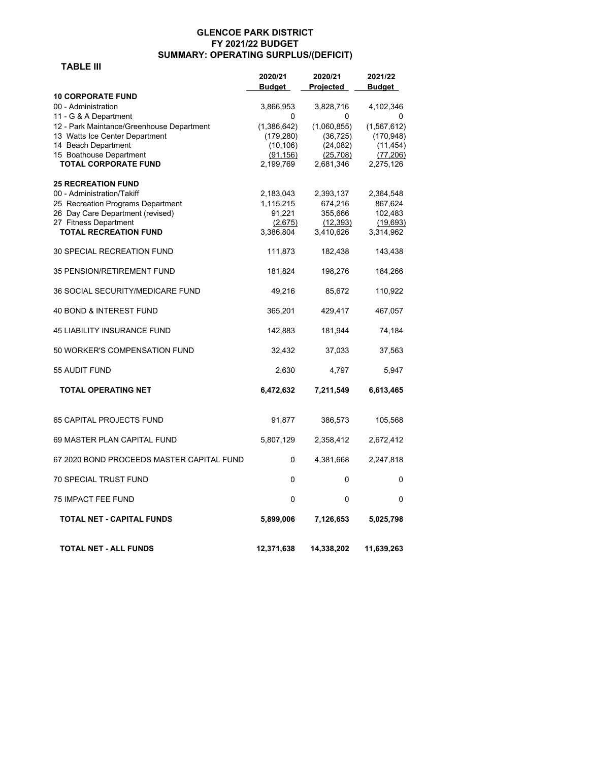# GLENCOE PARK DISTRICT
## FY 2021/22 BUDGET
## SUMMARY: OPERATING SURPLUS/(DEFICIT)

**TABLE III**

| | 2020/21 Budget | 2020/21 Projected | 2021/22 Budget |
|---|---|---|---|
| **10 CORPORATE FUND** | | | |
| 00 - Administration | 3,866,953 | 3,828,716 | 4,102,346 |
| 11 - G & A Department | 0 | 0 | 0 |
| 12 - Park Maintance/Greenhouse Department | (1,386,642) | (1,060,855) | (1,567,612) |
| 13 Watts Ice Center Department | (179,280) | (36,725) | (170,948) |
| 14 Beach Department | (10,106) | (24,082) | (11,454) |
| 15 Boathouse Department | (91,156) | (25,708) | (77,206) |
| **TOTAL CORPORATE FUND** | 2,199,769 | 2,681,346 | 2,275,126 |
| **25 RECREATION FUND** | | | |
| 00 - Administration/Takiff | 2,183,043 | 2,393,137 | 2,364,548 |
| 25 Recreation Programs Department | 1,115,215 | 674,216 | 867,624 |
| 26 Day Care Department (revised) | 91,221 | 355,666 | 102,483 |
| 27 Fitness Department | (2,675) | (12,393) | (19,693) |
| **TOTAL RECREATION FUND** | 3,386,804 | 3,410,626 | 3,314,962 |
| 30 SPECIAL RECREATION FUND | 111,873 | 182,438 | 143,438 |
| 35 PENSION/RETIREMENT FUND | 181,824 | 198,276 | 184,266 |
| 36 SOCIAL SECURITY/MEDICARE FUND | 49,216 | 85,672 | 110,922 |
| 40 BOND & INTEREST FUND | 365,201 | 429,417 | 467,057 |
| 45 LIABILITY INSURANCE FUND | 142,883 | 181,944 | 74,184 |
| 50 WORKER'S COMPENSATION FUND | 32,432 | 37,033 | 37,563 |
| 55 AUDIT FUND | 2,630 | 4,797 | 5,947 |
| **TOTAL OPERATING NET** | **6,472,632** | **7,211,549** | **6,613,465** |
| 65 CAPITAL PROJECTS FUND | 91,877 | 386,573 | 105,568 |
| 69 MASTER PLAN CAPITAL FUND | 5,807,129 | 2,358,412 | 2,672,412 |
| 67 2020 BOND PROCEEDS MASTER CAPITAL FUND | 0 | 4,381,668 | 2,247,818 |
| 70 SPECIAL TRUST FUND | 0 | 0 | 0 |
| 75 IMPACT FEE FUND | 0 | 0 | 0 |
| **TOTAL NET - CAPITAL FUNDS** | **5,899,006** | **7,126,653** | **5,025,798** |
| **TOTAL NET - ALL FUNDS** | **12,371,638** | **14,338,202** | **11,639,263** |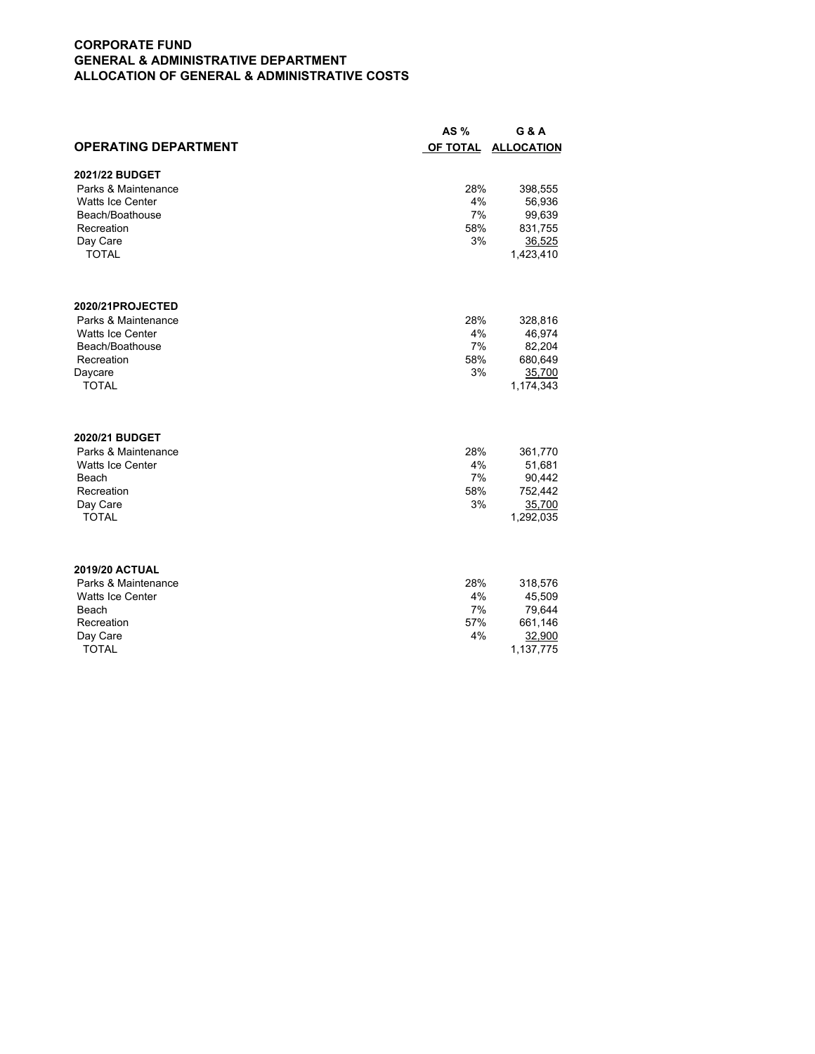**CORPORATE FUND**
**GENERAL & ADMINISTRATIVE DEPARTMENT**
**ALLOCATION OF GENERAL & ADMINISTRATIVE COSTS**

| OPERATING DEPARTMENT | AS % OF TOTAL | G & A ALLOCATION |
|---|---|---|
| **2021/22 BUDGET** | | |
| Parks & Maintenance | 28% | 398,555 |
| Watts Ice Center | 4% | 56,936 |
| Beach/Boathouse | 7% | 99,639 |
| Recreation | 58% | 831,755 |
| Day Care | 3% | 36,525 |
| TOTAL | | 1,423,410 |
| **2020/21PROJECTED** | | |
| Parks & Maintenance | 28% | 328,816 |
| Watts Ice Center | 4% | 46,974 |
| Beach/Boathouse | 7% | 82,204 |
| Recreation | 58% | 680,649 |
| Daycare | 3% | 35,700 |
| TOTAL | | 1,174,343 |
| **2020/21 BUDGET** | | |
| Parks & Maintenance | 28% | 361,770 |
| Watts Ice Center | 4% | 51,681 |
| Beach | 7% | 90,442 |
| Recreation | 58% | 752,442 |
| Day Care | 3% | 35,700 |
| TOTAL | | 1,292,035 |
| **2019/20 ACTUAL** | | |
| Parks & Maintenance | 28% | 318,576 |
| Watts Ice Center | 4% | 45,509 |
| Beach | 7% | 79,644 |
| Recreation | 57% | 661,146 |
| Day Care | 4% | 32,900 |
| TOTAL | | 1,137,775 |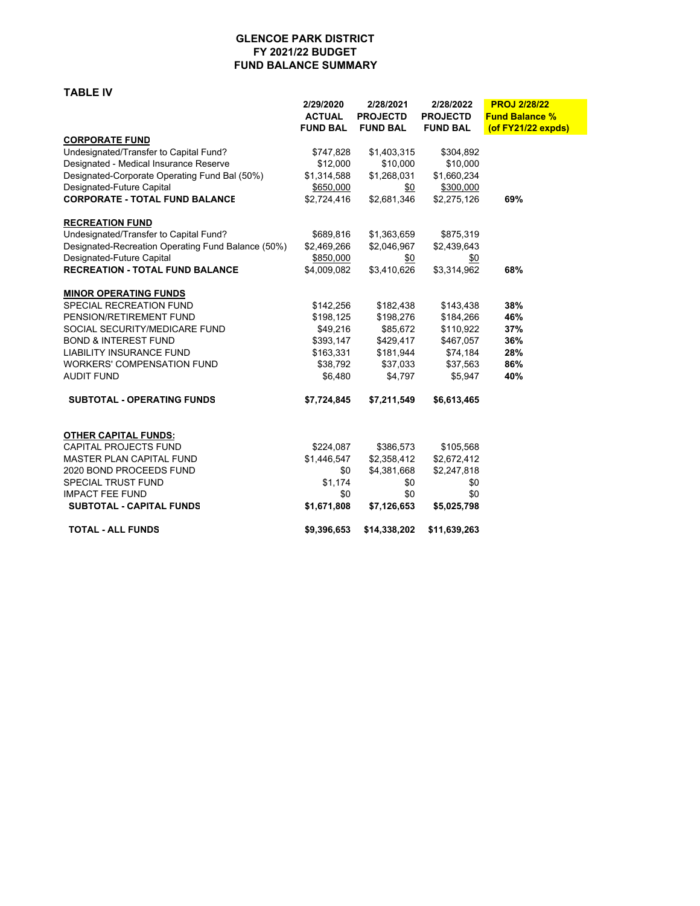# GLENCOE PARK DISTRICT
## FY 2021/22 BUDGET
## FUND BALANCE SUMMARY

### TABLE IV

| | 2/29/2020 ACTUAL FUND BAL | 2/28/2021 PROJECTD FUND BAL | 2/28/2022 PROJECTD FUND BAL | PROJ 2/28/22 Fund Balance % (of FY21/22 expds) |
|---|---|---|---|---|
| **CORPORATE FUND** | | | | |
| Undesignated/Transfer to Capital Fund? | $747,828 | $1,403,315 | $304,892 | |
| Designated - Medical Insurance Reserve | $12,000 | $10,000 | $10,000 | |
| Designated-Corporate Operating Fund Bal (50%) | $1,314,588 | $1,268,031 | $1,660,234 | |
| Designated-Future Capital | $650,000 | $0 | $300,000 | |
| **CORPORATE - TOTAL FUND BALANCE** | $2,724,416 | $2,681,346 | $2,275,126 | **69%** |
| | | | | |
| **RECREATION FUND** | | | | |
| Undesignated/Transfer to Capital Fund? | $689,816 | $1,363,659 | $875,319 | |
| Designated-Recreation Operating Fund Balance (50%) | $2,469,266 | $2,046,967 | $2,439,643 | |
| Designated-Future Capital | $850,000 | $0 | $0 | |
| **RECREATION - TOTAL FUND BALANCE** | $4,009,082 | $3,410,626 | $3,314,962 | **68%** |
| | | | | |
| **MINOR OPERATING FUNDS** | | | | |
| SPECIAL RECREATION FUND | $142,256 | $182,438 | $143,438 | **38%** |
| PENSION/RETIREMENT FUND | $198,125 | $198,276 | $184,266 | **46%** |
| SOCIAL SECURITY/MEDICARE FUND | $49,216 | $85,672 | $110,922 | **37%** |
| BOND & INTEREST FUND | $393,147 | $429,417 | $467,057 | **36%** |
| LIABILITY INSURANCE FUND | $163,331 | $181,944 | $74,184 | **28%** |
| WORKERS' COMPENSATION FUND | $38,792 | $37,033 | $37,563 | **86%** |
| AUDIT FUND | $6,480 | $4,797 | $5,947 | **40%** |
| | | | | |
| **SUBTOTAL - OPERATING FUNDS** | **$7,724,845** | **$7,211,549** | **$6,613,465** | |
| | | | | |
| **OTHER CAPITAL FUNDS:** | | | | |
| CAPITAL PROJECTS FUND | $224,087 | $386,573 | $105,568 | |
| MASTER PLAN CAPITAL FUND | $1,446,547 | $2,358,412 | $2,672,412 | |
| 2020 BOND PROCEEDS FUND | $0 | $4,381,668 | $2,247,818 | |
| SPECIAL TRUST FUND | $1,174 | $0 | $0 | |
| IMPACT FEE FUND | $0 | $0 | $0 | |
| **SUBTOTAL - CAPITAL FUNDS** | **$1,671,808** | **$7,126,653** | **$5,025,798** | |
| | | | | |
| **TOTAL - ALL FUNDS** | **$9,396,653** | **$14,338,202** | **$11,639,263** | |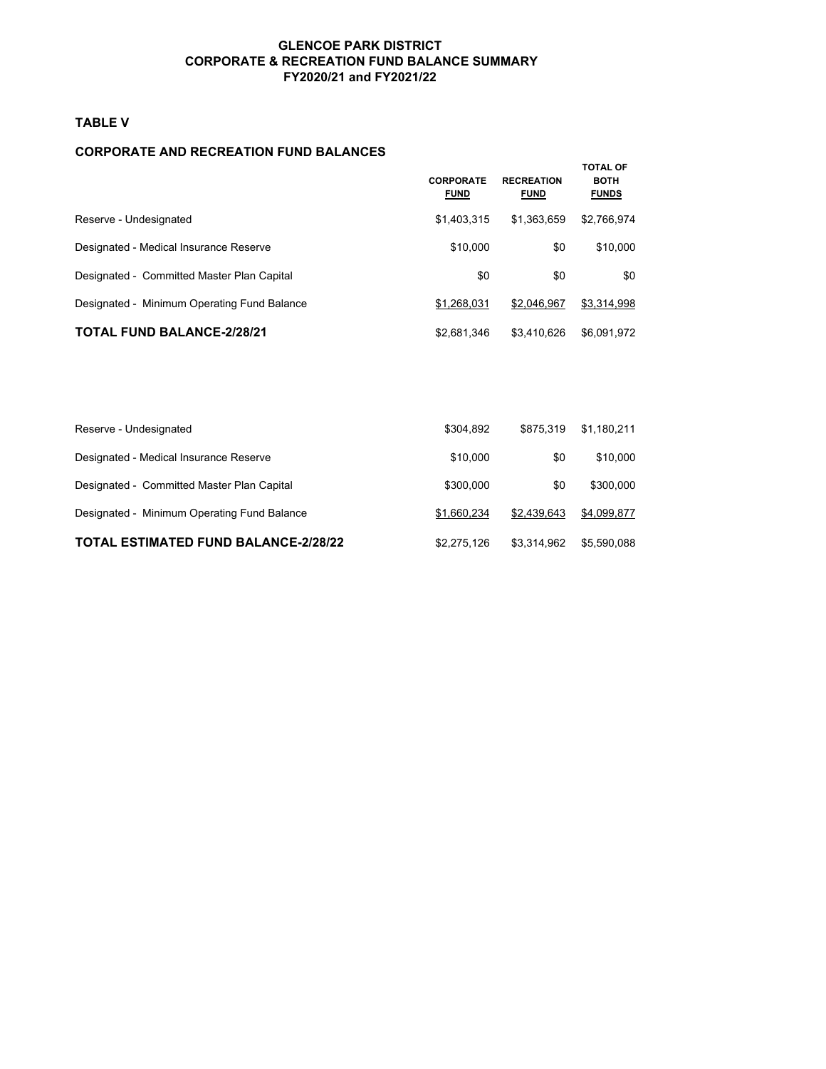# GLENCOE PARK DISTRICT
## CORPORATE & RECREATION FUND BALANCE SUMMARY
## FY2020/21 and FY2021/22

### TABLE V

### CORPORATE AND RECREATION FUND BALANCES

| | CORPORATE FUND | RECREATION FUND | TOTAL OF BOTH FUNDS |
|---|---|---|---|
| Reserve - Undesignated | \$1,403,315 | \$1,363,659 | \$2,766,974 |
| Designated - Medical Insurance Reserve | \$10,000 | \$0 | \$10,000 |
| Designated - Committed Master Plan Capital | \$0 | \$0 | \$0 |
| Designated - Minimum Operating Fund Balance | \$1,268,031 | \$2,046,967 | \$3,314,998 |
| **TOTAL FUND BALANCE-2/28/21** | \$2,681,346 | \$3,410,626 | \$6,091,972 |

| | CORPORATE FUND | RECREATION FUND | TOTAL OF BOTH FUNDS |
|---|---|---|---|
| Reserve - Undesignated | \$304,892 | \$875,319 | \$1,180,211 |
| Designated - Medical Insurance Reserve | \$10,000 | \$0 | \$10,000 |
| Designated - Committed Master Plan Capital | \$300,000 | \$0 | \$300,000 |
| Designated - Minimum Operating Fund Balance | \$1,660,234 | \$2,439,643 | \$4,099,877 |
| **TOTAL ESTIMATED FUND BALANCE-2/28/22** | \$2,275,126 | \$3,314,962 | \$5,590,088 |